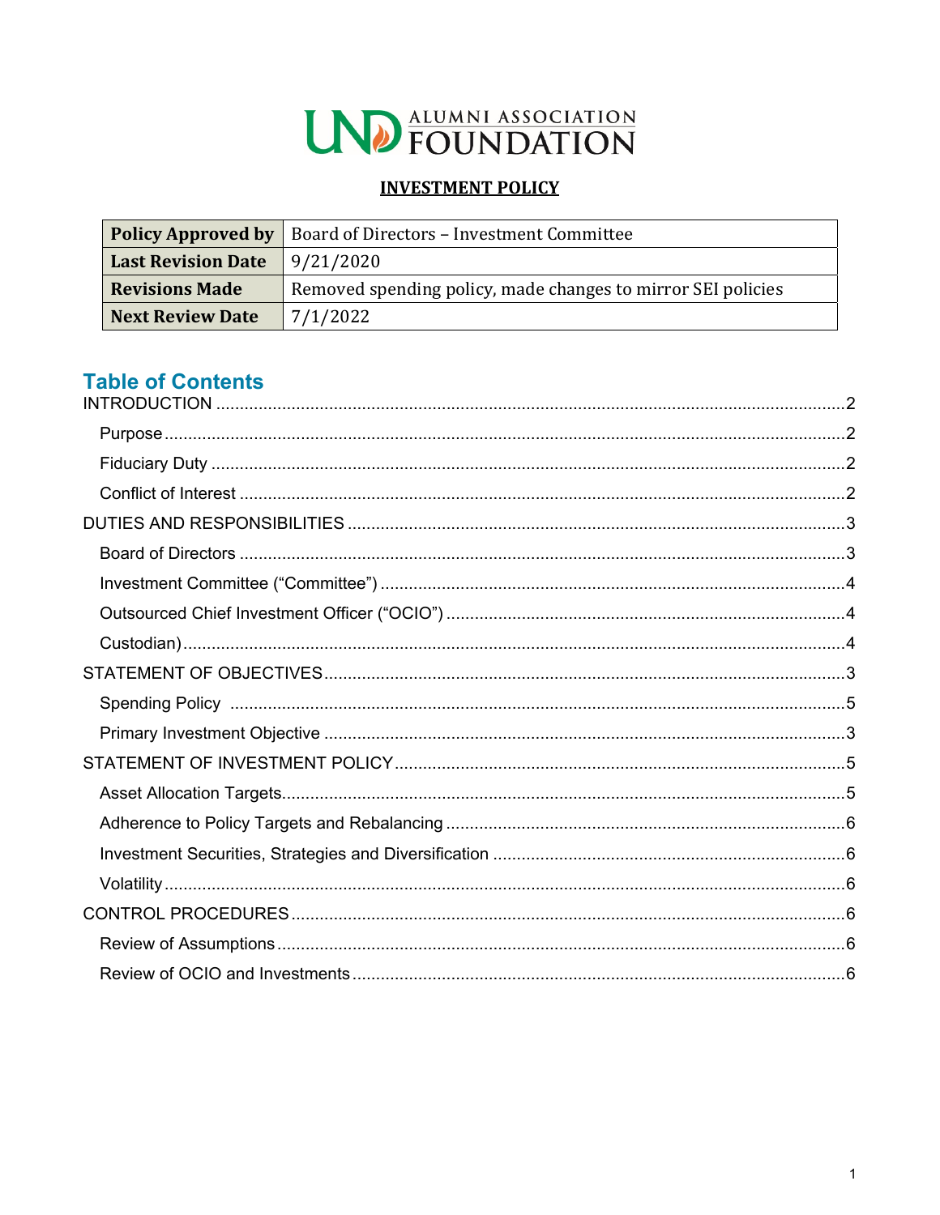UND ALUMNI ASSOCIATION FOUNDATION

**INVESTMENT POLICY**

| **Policy Approved by** | Board of Directors – Investment Committee |
|---|---|
| **Last Revision Date** | 9/21/2020 |
| **Revisions Made** | Removed spending policy, made changes to mirror SEI policies |
| **Next Review Date** | 7/1/2022 |

## Table of Contents

INTRODUCTION .....2

- Purpose .....2
- Fiduciary Duty .....2
- Conflict of Interest .....2

DUTIES AND RESPONSIBILITIES .....3

- Board of Directors .....3
- Investment Committee ("Committee") .....4
- Outsourced Chief Investment Officer ("OCIO") .....4
- Custodian) .....4

STATEMENT OF OBJECTIVES .....3

- Spending Policy .....5
- Primary Investment Objective .....3

STATEMENT OF INVESTMENT POLICY .....5

- Asset Allocation Targets .....5
- Adherence to Policy Targets and Rebalancing .....6
- Investment Securities, Strategies and Diversification .....6
- Volatility .....6

CONTROL PROCEDURES .....6

- Review of Assumptions .....6
- Review of OCIO and Investments .....6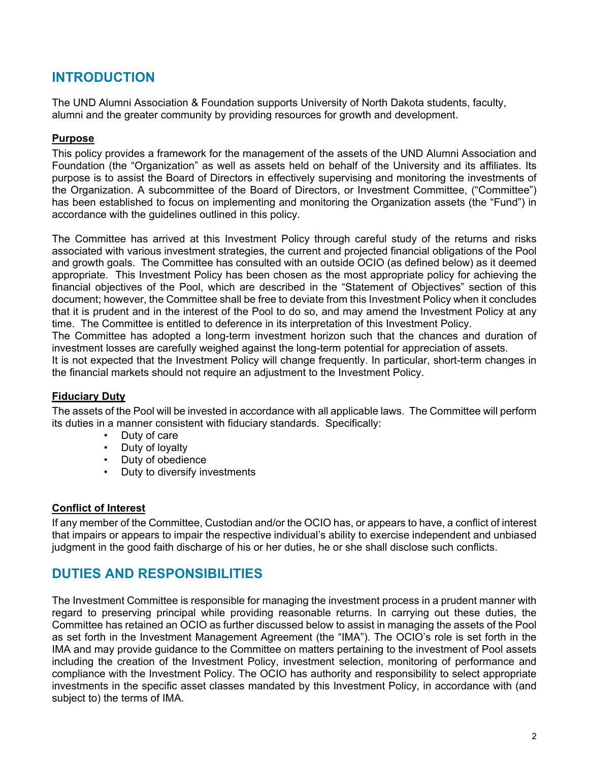# INTRODUCTION

The UND Alumni Association & Foundation supports University of North Dakota students, faculty, alumni and the greater community by providing resources for growth and development.

## Purpose

This policy provides a framework for the management of the assets of the UND Alumni Association and Foundation (the "Organization" as well as assets held on behalf of the University and its affiliates. Its purpose is to assist the Board of Directors in effectively supervising and monitoring the investments of the Organization. A subcommittee of the Board of Directors, or Investment Committee, ("Committee") has been established to focus on implementing and monitoring the Organization assets (the "Fund") in accordance with the guidelines outlined in this policy.

The Committee has arrived at this Investment Policy through careful study of the returns and risks associated with various investment strategies, the current and projected financial obligations of the Pool and growth goals. The Committee has consulted with an outside OCIO (as defined below) as it deemed appropriate. This Investment Policy has been chosen as the most appropriate policy for achieving the financial objectives of the Pool, which are described in the "Statement of Objectives" section of this document; however, the Committee shall be free to deviate from this Investment Policy when it concludes that it is prudent and in the interest of the Pool to do so, and may amend the Investment Policy at any time. The Committee is entitled to deference in its interpretation of this Investment Policy.
The Committee has adopted a long-term investment horizon such that the chances and duration of investment losses are carefully weighed against the long-term potential for appreciation of assets.
It is not expected that the Investment Policy will change frequently. In particular, short-term changes in the financial markets should not require an adjustment to the Investment Policy.

## Fiduciary Duty

The assets of the Pool will be invested in accordance with all applicable laws. The Committee will perform its duties in a manner consistent with fiduciary standards. Specifically:

- Duty of care
- Duty of loyalty
- Duty of obedience
- Duty to diversify investments

## Conflict of Interest

If any member of the Committee, Custodian and/or the OCIO has, or appears to have, a conflict of interest that impairs or appears to impair the respective individual's ability to exercise independent and unbiased judgment in the good faith discharge of his or her duties, he or she shall disclose such conflicts.

# DUTIES AND RESPONSIBILITIES

The Investment Committee is responsible for managing the investment process in a prudent manner with regard to preserving principal while providing reasonable returns. In carrying out these duties, the Committee has retained an OCIO as further discussed below to assist in managing the assets of the Pool as set forth in the Investment Management Agreement (the "IMA"). The OCIO's role is set forth in the IMA and may provide guidance to the Committee on matters pertaining to the investment of Pool assets including the creation of the Investment Policy, investment selection, monitoring of performance and compliance with the Investment Policy. The OCIO has authority and responsibility to select appropriate investments in the specific asset classes mandated by this Investment Policy, in accordance with (and subject to) the terms of IMA.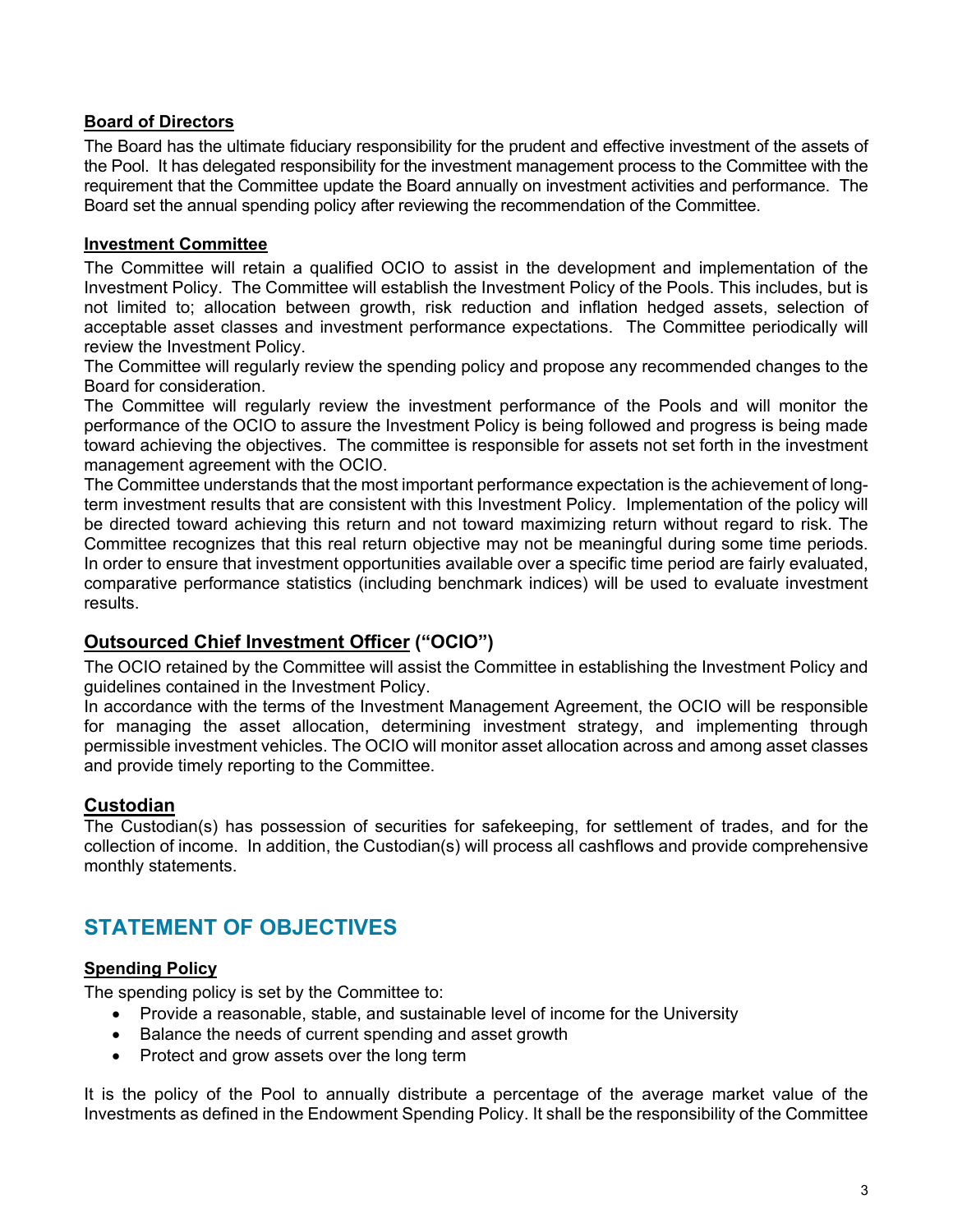### Board of Directors

The Board has the ultimate fiduciary responsibility for the prudent and effective investment of the assets of the Pool. It has delegated responsibility for the investment management process to the Committee with the requirement that the Committee update the Board annually on investment activities and performance. The Board set the annual spending policy after reviewing the recommendation of the Committee.

### Investment Committee

The Committee will retain a qualified OCIO to assist in the development and implementation of the Investment Policy. The Committee will establish the Investment Policy of the Pools. This includes, but is not limited to; allocation between growth, risk reduction and inflation hedged assets, selection of acceptable asset classes and investment performance expectations. The Committee periodically will review the Investment Policy.

The Committee will regularly review the spending policy and propose any recommended changes to the Board for consideration.

The Committee will regularly review the investment performance of the Pools and will monitor the performance of the OCIO to assure the Investment Policy is being followed and progress is being made toward achieving the objectives. The committee is responsible for assets not set forth in the investment management agreement with the OCIO.

The Committee understands that the most important performance expectation is the achievement of long-term investment results that are consistent with this Investment Policy. Implementation of the policy will be directed toward achieving this return and not toward maximizing return without regard to risk. The Committee recognizes that this real return objective may not be meaningful during some time periods. In order to ensure that investment opportunities available over a specific time period are fairly evaluated, comparative performance statistics (including benchmark indices) will be used to evaluate investment results.

### Outsourced Chief Investment Officer ("OCIO")

The OCIO retained by the Committee will assist the Committee in establishing the Investment Policy and guidelines contained in the Investment Policy.

In accordance with the terms of the Investment Management Agreement, the OCIO will be responsible for managing the asset allocation, determining investment strategy, and implementing through permissible investment vehicles. The OCIO will monitor asset allocation across and among asset classes and provide timely reporting to the Committee.

### Custodian

The Custodian(s) has possession of securities for safekeeping, for settlement of trades, and for the collection of income. In addition, the Custodian(s) will process all cashflows and provide comprehensive monthly statements.

## STATEMENT OF OBJECTIVES

### Spending Policy

The spending policy is set by the Committee to:

- Provide a reasonable, stable, and sustainable level of income for the University
- Balance the needs of current spending and asset growth
- Protect and grow assets over the long term

It is the policy of the Pool to annually distribute a percentage of the average market value of the Investments as defined in the Endowment Spending Policy. It shall be the responsibility of the Committee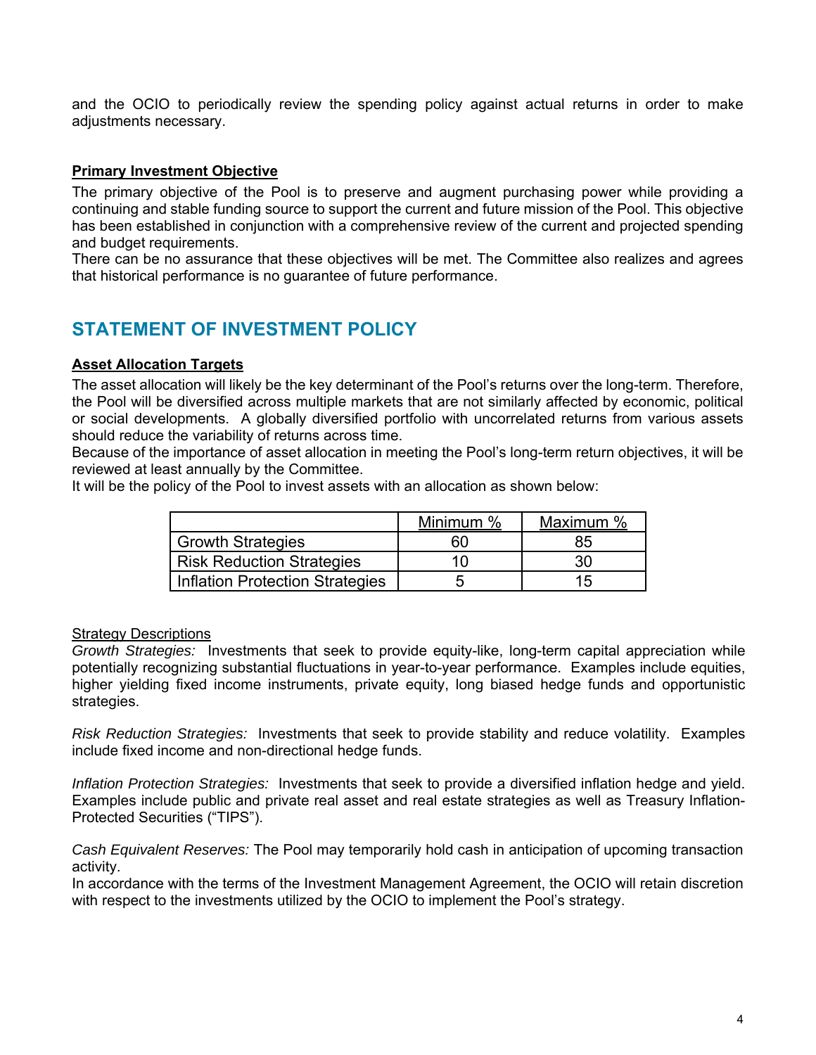and the OCIO to periodically review the spending policy against actual returns in order to make adjustments necessary.

**Primary Investment Objective**

The primary objective of the Pool is to preserve and augment purchasing power while providing a continuing and stable funding source to support the current and future mission of the Pool. This objective has been established in conjunction with a comprehensive review of the current and projected spending and budget requirements.

There can be no assurance that these objectives will be met. The Committee also realizes and agrees that historical performance is no guarantee of future performance.

## STATEMENT OF INVESTMENT POLICY

**Asset Allocation Targets**

The asset allocation will likely be the key determinant of the Pool's returns over the long-term. Therefore, the Pool will be diversified across multiple markets that are not similarly affected by economic, political or social developments. A globally diversified portfolio with uncorrelated returns from various assets should reduce the variability of returns across time.

Because of the importance of asset allocation in meeting the Pool's long-term return objectives, it will be reviewed at least annually by the Committee.

It will be the policy of the Pool to invest assets with an allocation as shown below:

| | Minimum % | Maximum % |
|---|---|---|
| Growth Strategies | 60 | 85 |
| Risk Reduction Strategies | 10 | 30 |
| Inflation Protection Strategies | 5 | 15 |

Strategy Descriptions

*Growth Strategies:* Investments that seek to provide equity-like, long-term capital appreciation while potentially recognizing substantial fluctuations in year-to-year performance. Examples include equities, higher yielding fixed income instruments, private equity, long biased hedge funds and opportunistic strategies.

*Risk Reduction Strategies:* Investments that seek to provide stability and reduce volatility. Examples include fixed income and non-directional hedge funds.

*Inflation Protection Strategies:* Investments that seek to provide a diversified inflation hedge and yield. Examples include public and private real asset and real estate strategies as well as Treasury Inflation-Protected Securities ("TIPS").

*Cash Equivalent Reserves:* The Pool may temporarily hold cash in anticipation of upcoming transaction activity.

In accordance with the terms of the Investment Management Agreement, the OCIO will retain discretion with respect to the investments utilized by the OCIO to implement the Pool's strategy.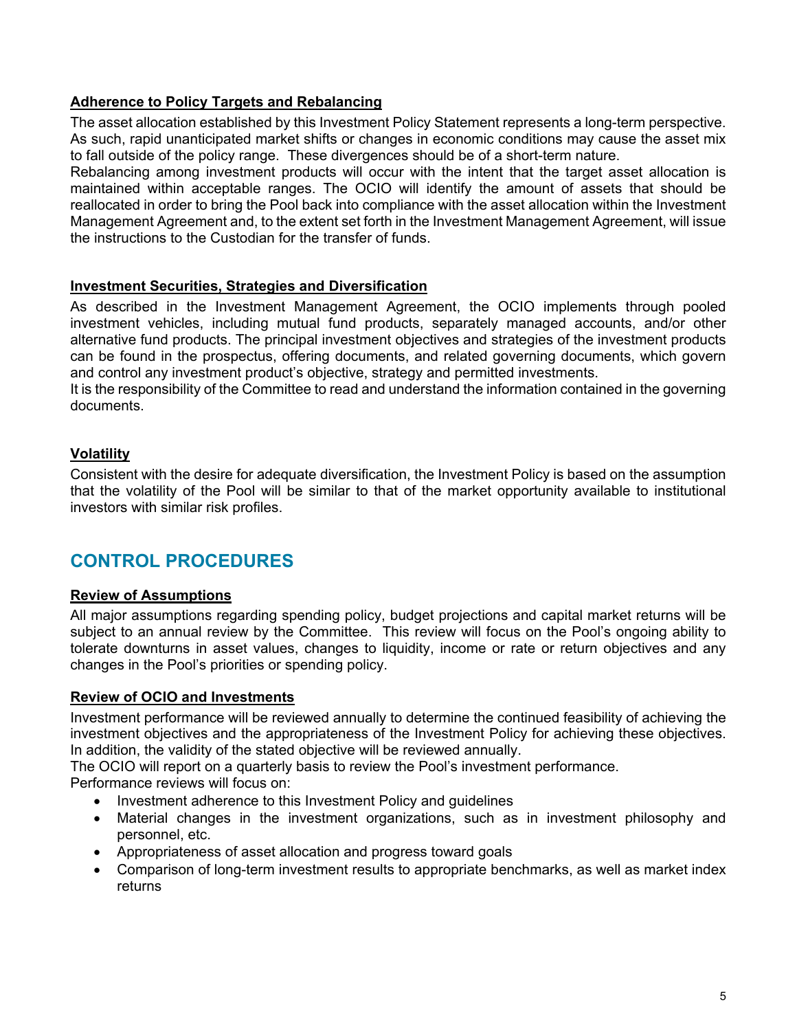**Adherence to Policy Targets and Rebalancing**

The asset allocation established by this Investment Policy Statement represents a long-term perspective. As such, rapid unanticipated market shifts or changes in economic conditions may cause the asset mix to fall outside of the policy range. These divergences should be of a short-term nature.

Rebalancing among investment products will occur with the intent that the target asset allocation is maintained within acceptable ranges. The OCIO will identify the amount of assets that should be reallocated in order to bring the Pool back into compliance with the asset allocation within the Investment Management Agreement and, to the extent set forth in the Investment Management Agreement, will issue the instructions to the Custodian for the transfer of funds.

**Investment Securities, Strategies and Diversification**

As described in the Investment Management Agreement, the OCIO implements through pooled investment vehicles, including mutual fund products, separately managed accounts, and/or other alternative fund products. The principal investment objectives and strategies of the investment products can be found in the prospectus, offering documents, and related governing documents, which govern and control any investment product's objective, strategy and permitted investments.

It is the responsibility of the Committee to read and understand the information contained in the governing documents.

**Volatility**

Consistent with the desire for adequate diversification, the Investment Policy is based on the assumption that the volatility of the Pool will be similar to that of the market opportunity available to institutional investors with similar risk profiles.

## CONTROL PROCEDURES

**Review of Assumptions**

All major assumptions regarding spending policy, budget projections and capital market returns will be subject to an annual review by the Committee. This review will focus on the Pool's ongoing ability to tolerate downturns in asset values, changes to liquidity, income or rate or return objectives and any changes in the Pool's priorities or spending policy.

**Review of OCIO and Investments**

Investment performance will be reviewed annually to determine the continued feasibility of achieving the investment objectives and the appropriateness of the Investment Policy for achieving these objectives. In addition, the validity of the stated objective will be reviewed annually.

The OCIO will report on a quarterly basis to review the Pool's investment performance.

Performance reviews will focus on:

- Investment adherence to this Investment Policy and guidelines
- Material changes in the investment organizations, such as in investment philosophy and personnel, etc.
- Appropriateness of asset allocation and progress toward goals
- Comparison of long-term investment results to appropriate benchmarks, as well as market index returns